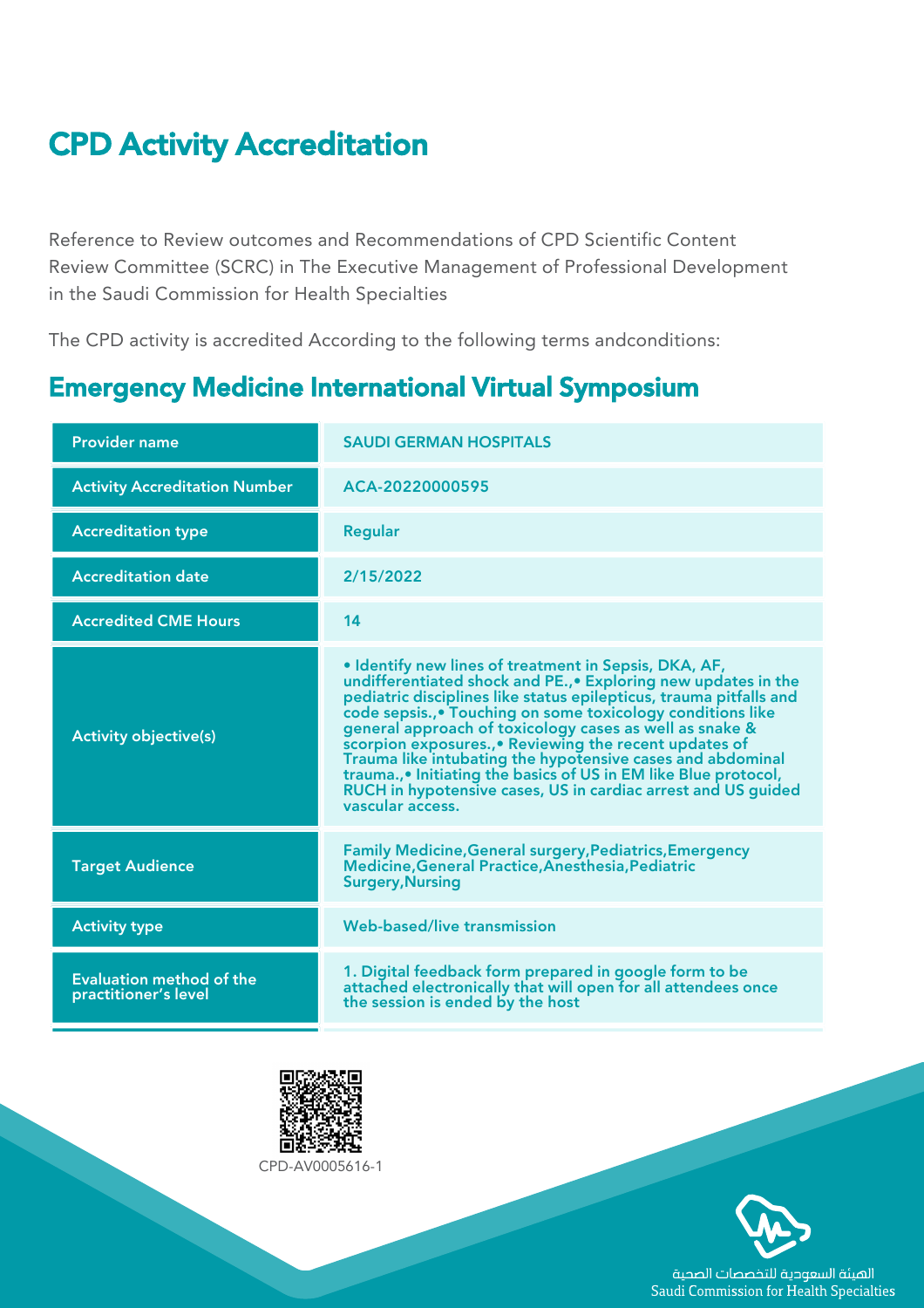# CPD Activity Accreditation

Reference to Review outcomes and Recommendations of CPD Scientific Content Review Committee (SCRC) in The Executive Management of Professional Development in the Saudi Commission for Health Specialties

The CPD activity is accredited According to the following terms andconditions:

## Emergency Medicine International Virtual Symposium

| Provider name | SAUDI GERMAN HOSPITALS |
|---|---|
| Activity Accreditation Number | ACA-20220000595 |
| Accreditation type | Regular |
| Accreditation date | 2/15/2022 |
| Accredited CME Hours | 14 |
| Activity objective(s) | • Identify new lines of treatment in Sepsis, DKA, AF, undifferentiated shock and PE.,• Exploring new updates in the pediatric disciplines like status epilepticus, trauma pitfalls and code sepsis.,• Touching on some toxicology conditions like general approach of toxicology cases as well as snake & scorpion exposures.,• Reviewing the recent updates of Trauma like intubating the hypotensive cases and abdominal trauma.,• Initiating the basics of US in EM like Blue protocol, RUCH in hypotensive cases, US in cardiac arrest and US guided vascular access. |
| Target Audience | Family Medicine,General surgery,Pediatrics,Emergency Medicine,General Practice,Anesthesia,Pediatric Surgery,Nursing |
| Activity type | Web-based/live transmission |
| Evaluation method of the practitioner's level | 1. Digital feedback form prepared in google form to be attached electronically that will open for all attendees once the session is ended by the host |

CPD-AV0005616-1

الهيئة السعودية للتخصصات الصحية
Saudi Commission for Health Specialties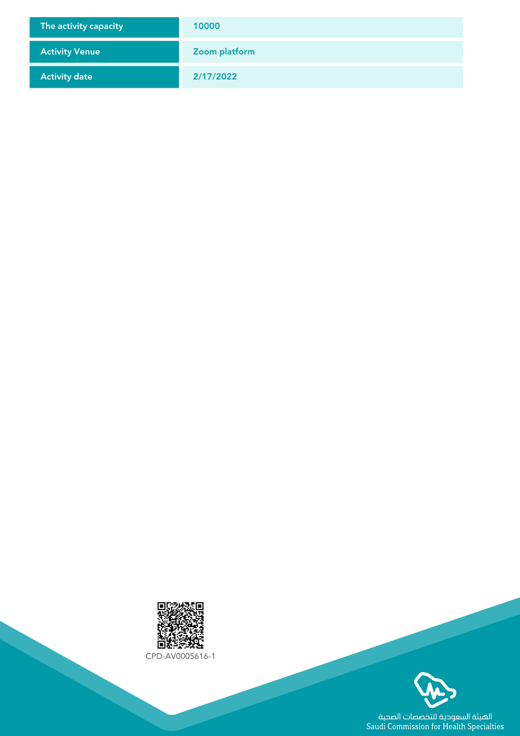| | |
|---|---|
| The activity capacity | 10000 |
| Activity Venue | Zoom platform |
| Activity date | 2/17/2022 |

CPD-AV0005616-1

الهيئة السعودية للتخصصات الصحية
Saudi Commission for Health Specialties